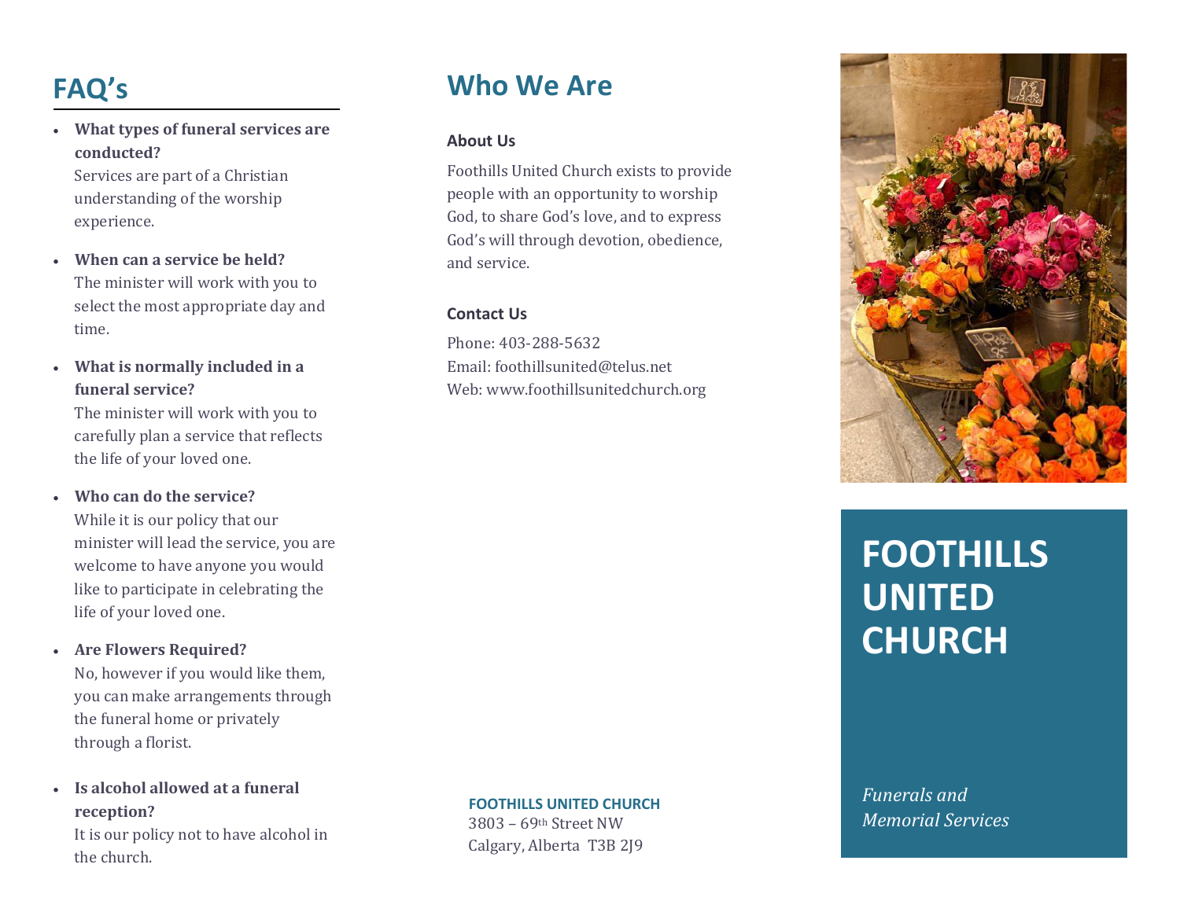## FAQ's

- **What types of funeral services are conducted?**
  Services are part of a Christian understanding of the worship experience.

- **When can a service be held?**
  The minister will work with you to select the most appropriate day and time.

- **What is normally included in a funeral service?**
  The minister will work with you to carefully plan a service that reflects the life of your loved one.

- **Who can do the service?**
  While it is our policy that our minister will lead the service, you are welcome to have anyone you would like to participate in celebrating the life of your loved one.

- **Are Flowers Required?**
  No, however if you would like them, you can make arrangements through the funeral home or privately through a florist.

- **Is alcohol allowed at a funeral reception?**
  It is our policy not to have alcohol in the church.

## Who We Are

### About Us

Foothills United Church exists to provide people with an opportunity to worship God, to share God's love, and to express God's will through devotion, obedience, and service.

### Contact Us

Phone: 403-288-5632
Email: foothillsunited@telus.net
Web: www.foothillsunitedchurch.org

**FOOTHILLS UNITED CHURCH**
3803 – 69th Street NW
Calgary, Alberta  T3B 2J9

# FOOTHILLS UNITED CHURCH

*Funerals and Memorial Services*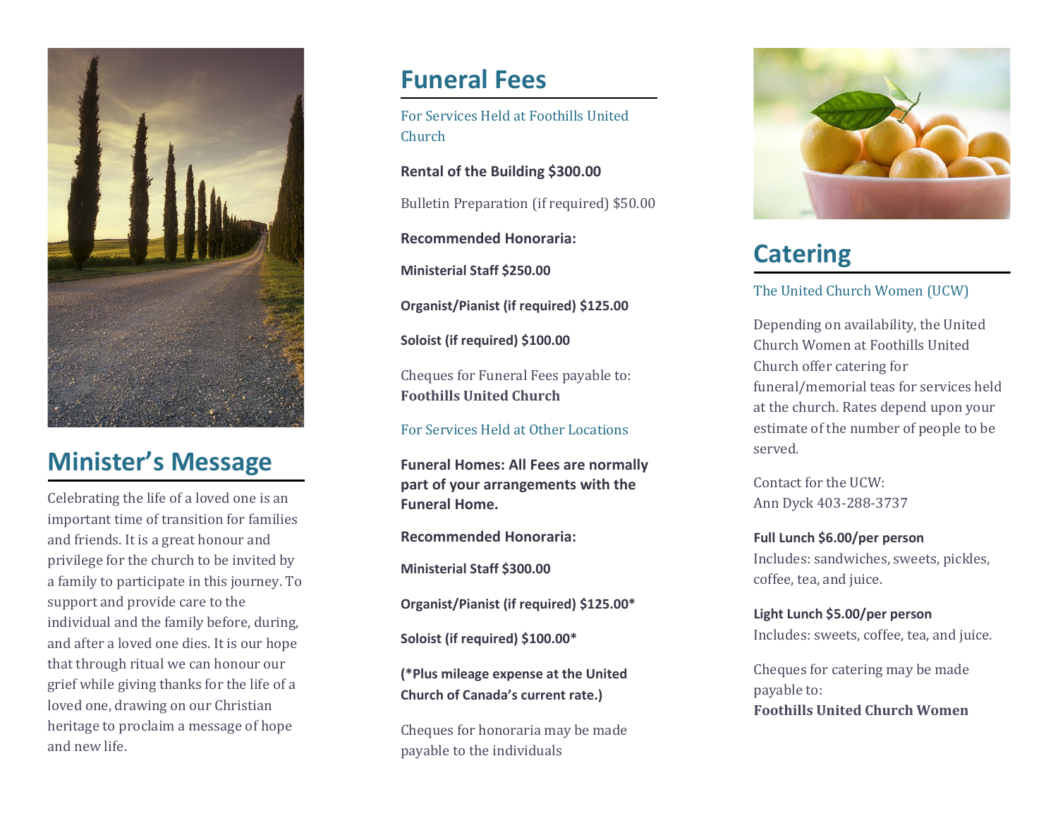## Minister's Message

Celebrating the life of a loved one is an important time of transition for families and friends. It is a great honour and privilege for the church to be invited by a family to participate in this journey. To support and provide care to the individual and the family before, during, and after a loved one dies. It is our hope that through ritual we can honour our grief while giving thanks for the life of a loved one, drawing on our Christian heritage to proclaim a message of hope and new life.

## Funeral Fees

For Services Held at Foothills United Church

**Rental of the Building $300.00**

Bulletin Preparation (if required) $50.00

**Recommended Honoraria:**

**Ministerial Staff $250.00**

**Organist/Pianist (if required) $125.00**

**Soloist (if required) $100.00**

Cheques for Funeral Fees payable to:
**Foothills United Church**

For Services Held at Other Locations

**Funeral Homes: All Fees are normally part of your arrangements with the Funeral Home.**

**Recommended Honoraria:**

**Ministerial Staff $300.00**

**Organist/Pianist (if required) $125.00***

**Soloist (if required) $100.00***

**(*Plus mileage expense at the United Church of Canada's current rate.)**

Cheques for honoraria may be made payable to the individuals

## Catering

The United Church Women (UCW)

Depending on availability, the United Church Women at Foothills United Church offer catering for funeral/memorial teas for services held at the church. Rates depend upon your estimate of the number of people to be served.

Contact for the UCW:
Ann Dyck 403-288-3737

**Full Lunch $6.00/per person**
Includes: sandwiches, sweets, pickles, coffee, tea, and juice.

**Light Lunch $5.00/per person**
Includes: sweets, coffee, tea, and juice.

Cheques for catering may be made payable to:
**Foothills United Church Women**